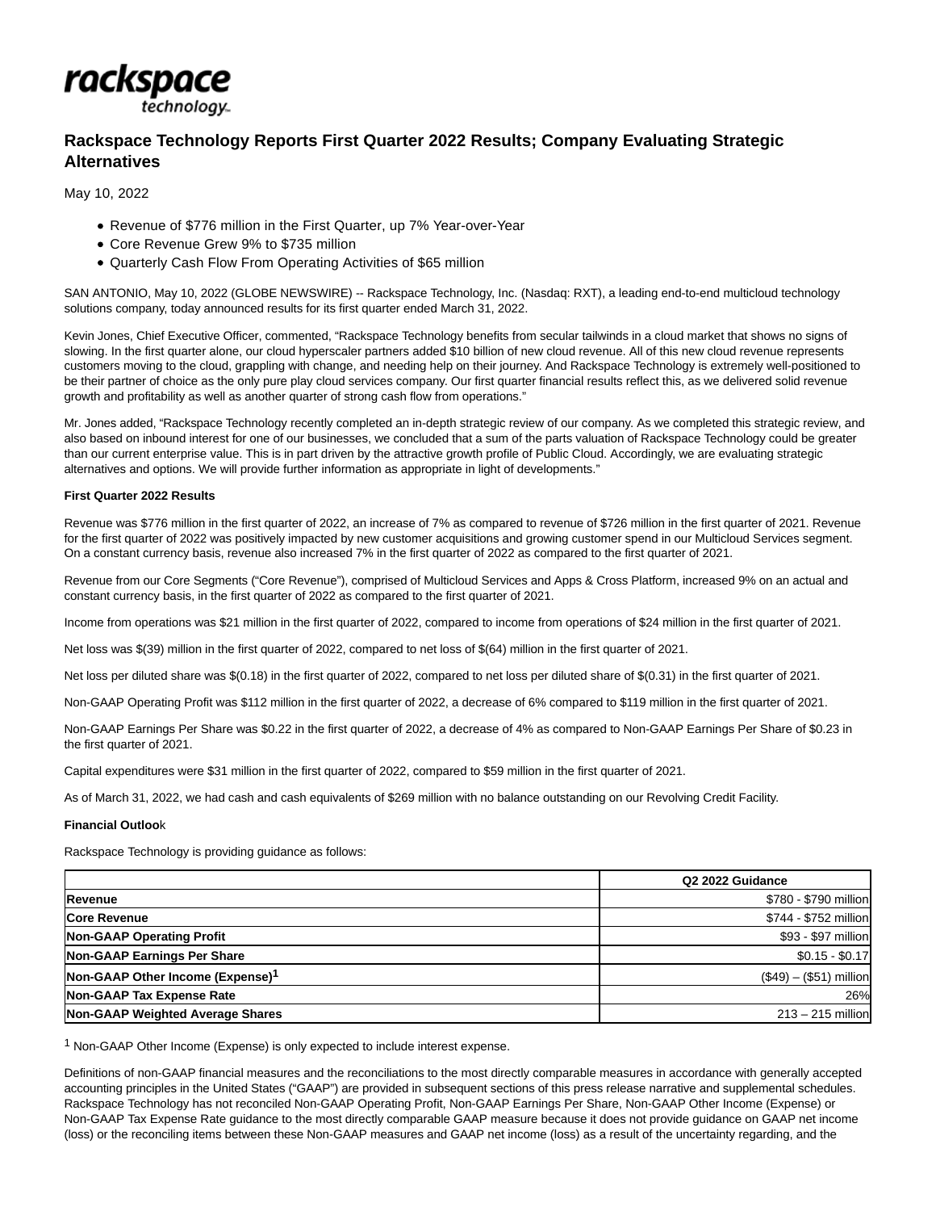rackspace technology

# Rackspace Technology Reports First Quarter 2022 Results; Company Evaluating Strategic Alternatives

May 10, 2022

- Revenue of $776 million in the First Quarter, up 7% Year-over-Year
- Core Revenue Grew 9% to $735 million
- Quarterly Cash Flow From Operating Activities of $65 million

SAN ANTONIO, May 10, 2022 (GLOBE NEWSWIRE) -- Rackspace Technology, Inc. (Nasdaq: RXT), a leading end-to-end multicloud technology solutions company, today announced results for its first quarter ended March 31, 2022.

Kevin Jones, Chief Executive Officer, commented, "Rackspace Technology benefits from secular tailwinds in a cloud market that shows no signs of slowing. In the first quarter alone, our cloud hyperscaler partners added $10 billion of new cloud revenue. All of this new cloud revenue represents customers moving to the cloud, grappling with change, and needing help on their journey. And Rackspace Technology is extremely well-positioned to be their partner of choice as the only pure play cloud services company. Our first quarter financial results reflect this, as we delivered solid revenue growth and profitability as well as another quarter of strong cash flow from operations."

Mr. Jones added, "Rackspace Technology recently completed an in-depth strategic review of our company. As we completed this strategic review, and also based on inbound interest for one of our businesses, we concluded that a sum of the parts valuation of Rackspace Technology could be greater than our current enterprise value. This is in part driven by the attractive growth profile of Public Cloud. Accordingly, we are evaluating strategic alternatives and options. We will provide further information as appropriate in light of developments."

**First Quarter 2022 Results**

Revenue was $776 million in the first quarter of 2022, an increase of 7% as compared to revenue of $726 million in the first quarter of 2021. Revenue for the first quarter of 2022 was positively impacted by new customer acquisitions and growing customer spend in our Multicloud Services segment. On a constant currency basis, revenue also increased 7% in the first quarter of 2022 as compared to the first quarter of 2021.

Revenue from our Core Segments ("Core Revenue"), comprised of Multicloud Services and Apps & Cross Platform, increased 9% on an actual and constant currency basis, in the first quarter of 2022 as compared to the first quarter of 2021.

Income from operations was $21 million in the first quarter of 2022, compared to income from operations of $24 million in the first quarter of 2021.

Net loss was $(39) million in the first quarter of 2022, compared to net loss of $(64) million in the first quarter of 2021.

Net loss per diluted share was $(0.18) in the first quarter of 2022, compared to net loss per diluted share of $(0.31) in the first quarter of 2021.

Non-GAAP Operating Profit was $112 million in the first quarter of 2022, a decrease of 6% compared to $119 million in the first quarter of 2021.

Non-GAAP Earnings Per Share was $0.22 in the first quarter of 2022, a decrease of 4% as compared to Non-GAAP Earnings Per Share of $0.23 in the first quarter of 2021.

Capital expenditures were $31 million in the first quarter of 2022, compared to $59 million in the first quarter of 2021.

As of March 31, 2022, we had cash and cash equivalents of $269 million with no balance outstanding on our Revolving Credit Facility.

**Financial Outlook**

Rackspace Technology is providing guidance as follows:

| | Q2 2022 Guidance |
|---|---|
| **Revenue** | $780 - $790 million |
| **Core Revenue** | $744 - $752 million |
| **Non-GAAP Operating Profit** | $93 - $97 million |
| **Non-GAAP Earnings Per Share** | $0.15 - $0.17 |
| **Non-GAAP Other Income (Expense)[1]** | ($49) – ($51) million |
| **Non-GAAP Tax Expense Rate** | 26% |
| **Non-GAAP Weighted Average Shares** | 213 – 215 million |

[1] Non-GAAP Other Income (Expense) is only expected to include interest expense.

Definitions of non-GAAP financial measures and the reconciliations to the most directly comparable measures in accordance with generally accepted accounting principles in the United States ("GAAP") are provided in subsequent sections of this press release narrative and supplemental schedules. Rackspace Technology has not reconciled Non-GAAP Operating Profit, Non-GAAP Earnings Per Share, Non-GAAP Other Income (Expense) or Non-GAAP Tax Expense Rate guidance to the most directly comparable GAAP measure because it does not provide guidance on GAAP net income (loss) or the reconciling items between these Non-GAAP measures and GAAP net income (loss) as a result of the uncertainty regarding, and the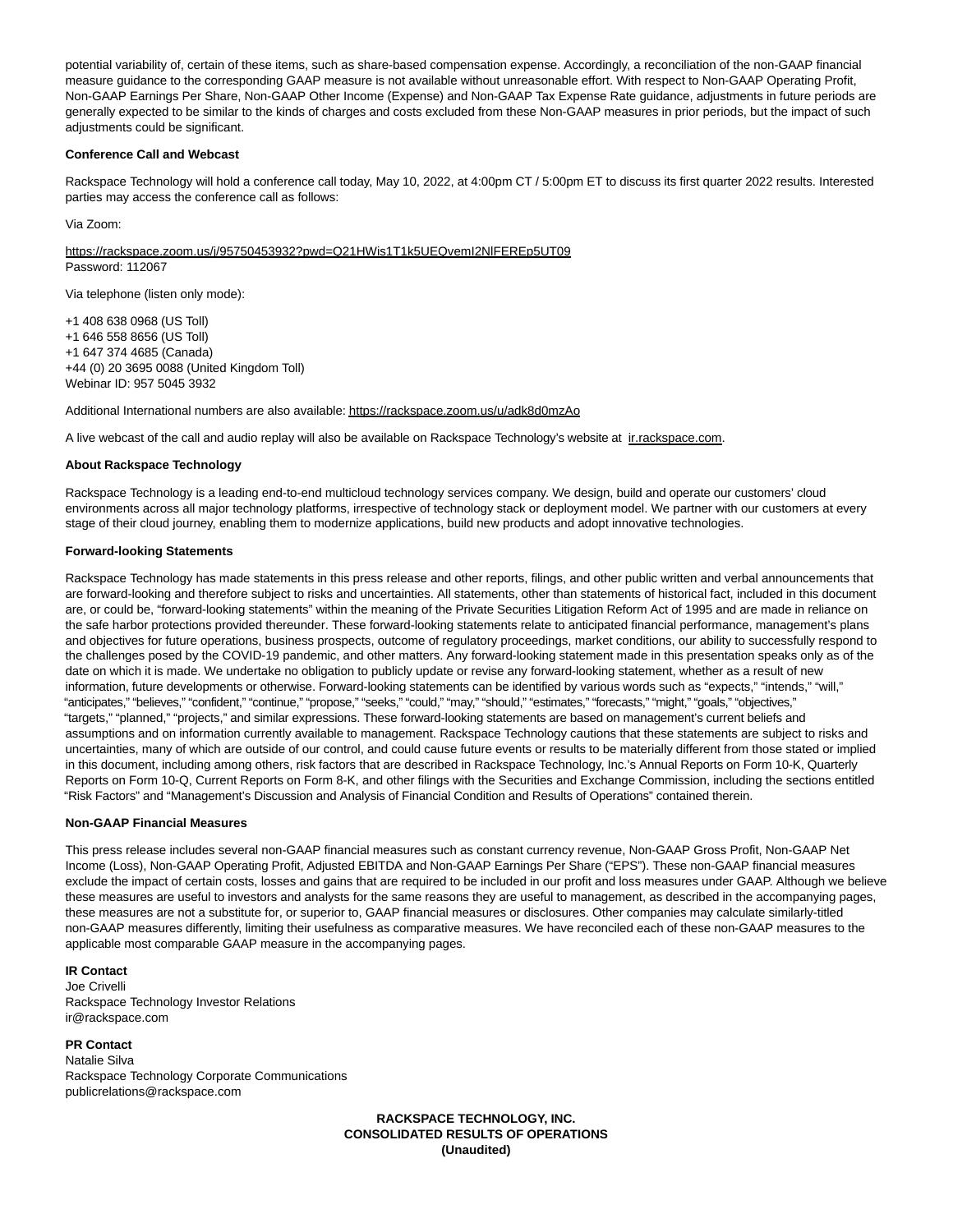potential variability of, certain of these items, such as share-based compensation expense. Accordingly, a reconciliation of the non-GAAP financial measure guidance to the corresponding GAAP measure is not available without unreasonable effort. With respect to Non-GAAP Operating Profit, Non-GAAP Earnings Per Share, Non-GAAP Other Income (Expense) and Non-GAAP Tax Expense Rate guidance, adjustments in future periods are generally expected to be similar to the kinds of charges and costs excluded from these Non-GAAP measures in prior periods, but the impact of such adjustments could be significant.

**Conference Call and Webcast**

Rackspace Technology will hold a conference call today, May 10, 2022, at 4:00pm CT / 5:00pm ET to discuss its first quarter 2022 results. Interested parties may access the conference call as follows:

Via Zoom:

https://rackspace.zoom.us/j/95750453932?pwd=Q21HWis1T1k5UEQvemI2NlFEREp5UT09
Password: 112067

Via telephone (listen only mode):

+1 408 638 0968 (US Toll)
+1 646 558 8656 (US Toll)
+1 647 374 4685 (Canada)
+44 (0) 20 3695 0088 (United Kingdom Toll)
Webinar ID: 957 5045 3932

Additional International numbers are also available: https://rackspace.zoom.us/u/adk8d0mzAo

A live webcast of the call and audio replay will also be available on Rackspace Technology's website at ir.rackspace.com.

**About Rackspace Technology**

Rackspace Technology is a leading end-to-end multicloud technology services company. We design, build and operate our customers' cloud environments across all major technology platforms, irrespective of technology stack or deployment model. We partner with our customers at every stage of their cloud journey, enabling them to modernize applications, build new products and adopt innovative technologies.

**Forward-looking Statements**

Rackspace Technology has made statements in this press release and other reports, filings, and other public written and verbal announcements that are forward-looking and therefore subject to risks and uncertainties. All statements, other than statements of historical fact, included in this document are, or could be, "forward-looking statements" within the meaning of the Private Securities Litigation Reform Act of 1995 and are made in reliance on the safe harbor protections provided thereunder. These forward-looking statements relate to anticipated financial performance, management's plans and objectives for future operations, business prospects, outcome of regulatory proceedings, market conditions, our ability to successfully respond to the challenges posed by the COVID-19 pandemic, and other matters. Any forward-looking statement made in this presentation speaks only as of the date on which it is made. We undertake no obligation to publicly update or revise any forward-looking statement, whether as a result of new information, future developments or otherwise. Forward-looking statements can be identified by various words such as "expects," "intends," "will," "anticipates," "believes," "confident," "continue," "propose," "seeks," "could," "may," "should," "estimates," "forecasts," "might," "goals," "objectives," "targets," "planned," "projects," and similar expressions. These forward-looking statements are based on management's current beliefs and assumptions and on information currently available to management. Rackspace Technology cautions that these statements are subject to risks and uncertainties, many of which are outside of our control, and could cause future events or results to be materially different from those stated or implied in this document, including among others, risk factors that are described in Rackspace Technology, Inc.'s Annual Reports on Form 10-K, Quarterly Reports on Form 10-Q, Current Reports on Form 8-K, and other filings with the Securities and Exchange Commission, including the sections entitled "Risk Factors" and "Management's Discussion and Analysis of Financial Condition and Results of Operations" contained therein.

**Non-GAAP Financial Measures**

This press release includes several non-GAAP financial measures such as constant currency revenue, Non-GAAP Gross Profit, Non-GAAP Net Income (Loss), Non-GAAP Operating Profit, Adjusted EBITDA and Non-GAAP Earnings Per Share ("EPS"). These non-GAAP financial measures exclude the impact of certain costs, losses and gains that are required to be included in our profit and loss measures under GAAP. Although we believe these measures are useful to investors and analysts for the same reasons they are useful to management, as described in the accompanying pages, these measures are not a substitute for, or superior to, GAAP financial measures or disclosures. Other companies may calculate similarly-titled non-GAAP measures differently, limiting their usefulness as comparative measures. We have reconciled each of these non-GAAP measures to the applicable most comparable GAAP measure in the accompanying pages.

**IR Contact**
Joe Crivelli
Rackspace Technology Investor Relations
ir@rackspace.com

**PR Contact**
Natalie Silva
Rackspace Technology Corporate Communications
publicrelations@rackspace.com

**RACKSPACE TECHNOLOGY, INC.**
**CONSOLIDATED RESULTS OF OPERATIONS**
**(Unaudited)**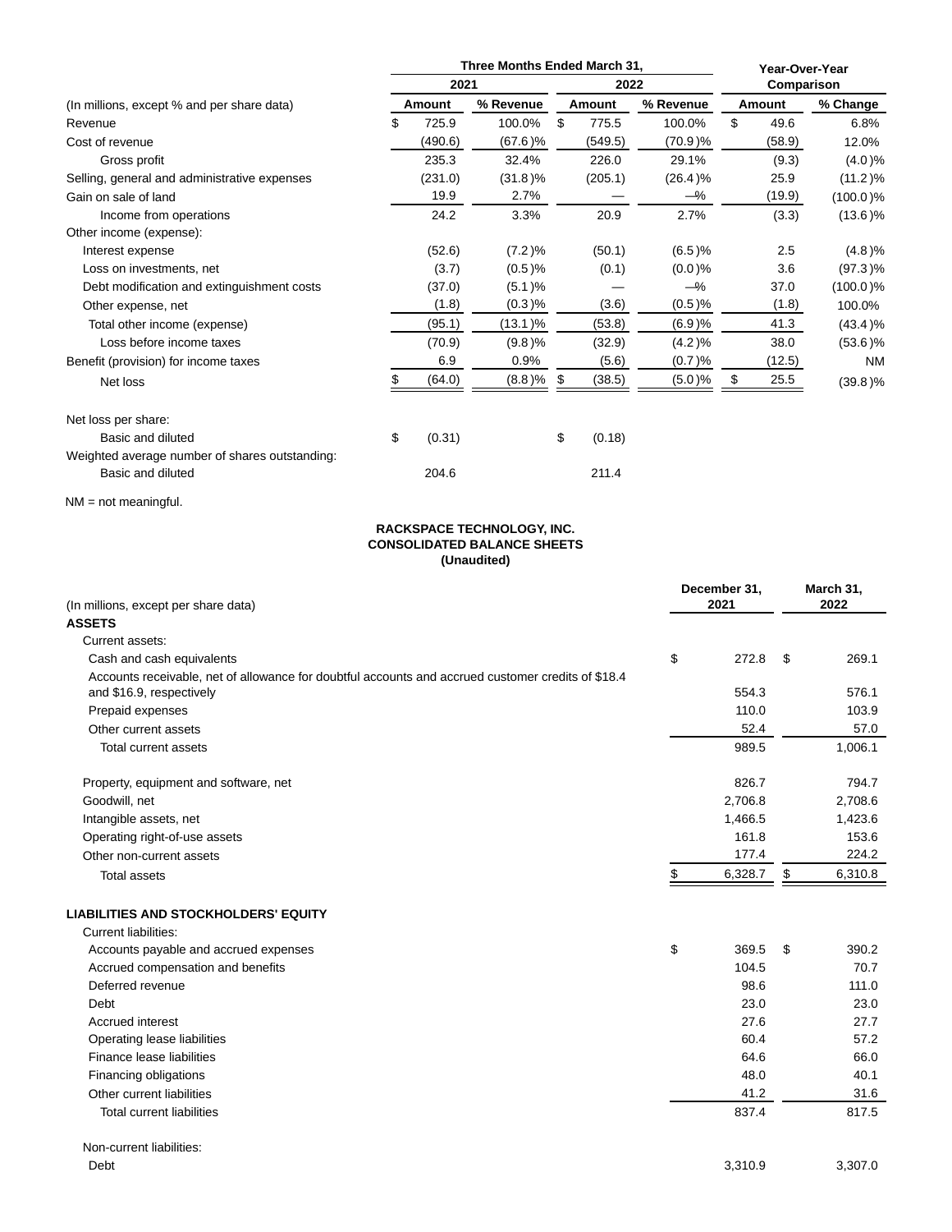| | Three Months Ended March 31, | | | | Year-Over-Year Comparison | |
|---|---|---|---|---|---|---|
| | 2021 | | 2022 | | | |
| (In millions, except % and per share data) | Amount | % Revenue | Amount | % Revenue | Amount | % Change |
| Revenue | $ 725.9 | 100.0% | $ 775.5 | 100.0% | $ 49.6 | 6.8% |
| Cost of revenue | (490.6) | (67.6)% | (549.5) | (70.9)% | (58.9) | 12.0% |
| Gross profit | 235.3 | 32.4% | 226.0 | 29.1% | (9.3) | (4.0)% |
| Selling, general and administrative expenses | (231.0) | (31.8)% | (205.1) | (26.4)% | 25.9 | (11.2)% |
| Gain on sale of land | 19.9 | 2.7% | — | —% | (19.9) | (100.0)% |
| Income from operations | 24.2 | 3.3% | 20.9 | 2.7% | (3.3) | (13.6)% |
| Other income (expense): | | | | | | |
| Interest expense | (52.6) | (7.2)% | (50.1) | (6.5)% | 2.5 | (4.8)% |
| Loss on investments, net | (3.7) | (0.5)% | (0.1) | (0.0)% | 3.6 | (97.3)% |
| Debt modification and extinguishment costs | (37.0) | (5.1)% | — | —% | 37.0 | (100.0)% |
| Other expense, net | (1.8) | (0.3)% | (3.6) | (0.5)% | (1.8) | 100.0% |
| Total other income (expense) | (95.1) | (13.1)% | (53.8) | (6.9)% | 41.3 | (43.4)% |
| Loss before income taxes | (70.9) | (9.8)% | (32.9) | (4.2)% | 38.0 | (53.6)% |
| Benefit (provision) for income taxes | 6.9 | 0.9% | (5.6) | (0.7)% | (12.5) | NM |
| Net loss | $ (64.0) | (8.8)% | $ (38.5) | (5.0)% | $ 25.5 | (39.8)% |
| | | | | | | |
| Net loss per share: | | | | | | |
| Basic and diluted | $ (0.31) | | $ (0.18) | | | |
| Weighted average number of shares outstanding: | | | | | | |
| Basic and diluted | 204.6 | | 211.4 | | | |

NM = not meaningful.

**RACKSPACE TECHNOLOGY, INC.**
**CONSOLIDATED BALANCE SHEETS**
**(Unaudited)**

| (In millions, except per share data) | December 31, 2021 | March 31, 2022 |
|---|---|---|
| **ASSETS** | | |
| Current assets: | | |
| Cash and cash equivalents | $ 272.8 | $ 269.1 |
| Accounts receivable, net of allowance for doubtful accounts and accrued customer credits of $18.4 and $16.9, respectively | 554.3 | 576.1 |
| Prepaid expenses | 110.0 | 103.9 |
| Other current assets | 52.4 | 57.0 |
| Total current assets | 989.5 | 1,006.1 |
| | | |
| Property, equipment and software, net | 826.7 | 794.7 |
| Goodwill, net | 2,706.8 | 2,708.6 |
| Intangible assets, net | 1,466.5 | 1,423.6 |
| Operating right-of-use assets | 161.8 | 153.6 |
| Other non-current assets | 177.4 | 224.2 |
| Total assets | $ 6,328.7 | $ 6,310.8 |
| | | |
| **LIABILITIES AND STOCKHOLDERS' EQUITY** | | |
| Current liabilities: | | |
| Accounts payable and accrued expenses | $ 369.5 | $ 390.2 |
| Accrued compensation and benefits | 104.5 | 70.7 |
| Deferred revenue | 98.6 | 111.0 |
| Debt | 23.0 | 23.0 |
| Accrued interest | 27.6 | 27.7 |
| Operating lease liabilities | 60.4 | 57.2 |
| Finance lease liabilities | 64.6 | 66.0 |
| Financing obligations | 48.0 | 40.1 |
| Other current liabilities | 41.2 | 31.6 |
| Total current liabilities | 837.4 | 817.5 |
| | | |
| Non-current liabilities: | | |
| Debt | 3,310.9 | 3,307.0 |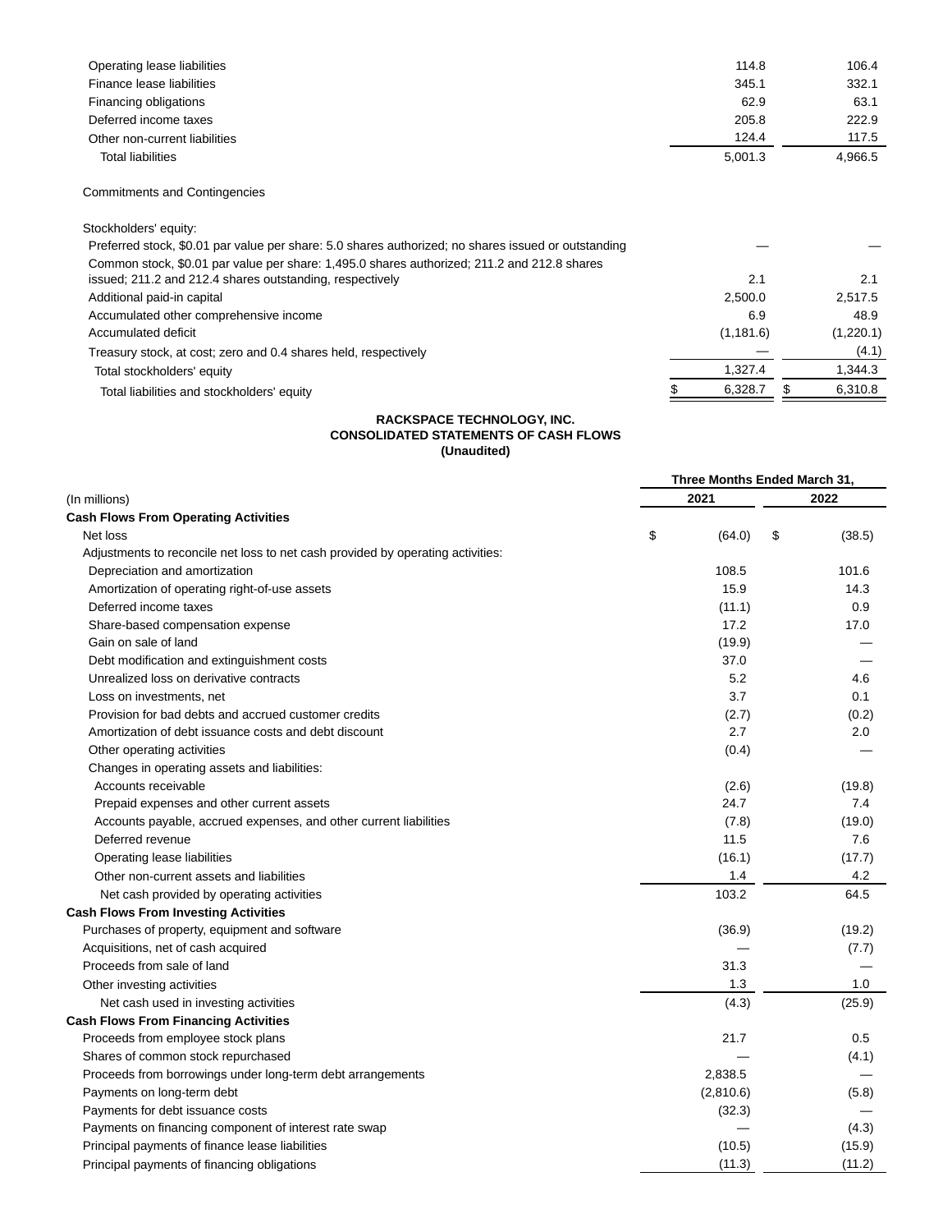| | | |
|---|---|---|
| Operating lease liabilities | 114.8 | 106.4 |
| Finance lease liabilities | 345.1 | 332.1 |
| Financing obligations | 62.9 | 63.1 |
| Deferred income taxes | 205.8 | 222.9 |
| Other non-current liabilities | 124.4 | 117.5 |
| Total liabilities | 5,001.3 | 4,966.5 |
| Commitments and Contingencies | | |
| Stockholders' equity: | | |
| Preferred stock, $0.01 par value per share: 5.0 shares authorized; no shares issued or outstanding | — | — |
| Common stock, $0.01 par value per share: 1,495.0 shares authorized; 211.2 and 212.8 shares issued; 211.2 and 212.4 shares outstanding, respectively | 2.1 | 2.1 |
| Additional paid-in capital | 2,500.0 | 2,517.5 |
| Accumulated other comprehensive income | 6.9 | 48.9 |
| Accumulated deficit | (1,181.6) | (1,220.1) |
| Treasury stock, at cost; zero and 0.4 shares held, respectively | — | (4.1) |
| Total stockholders' equity | 1,327.4 | 1,344.3 |
| Total liabilities and stockholders' equity | $ 6,328.7 | $ 6,310.8 |

**RACKSPACE TECHNOLOGY, INC.**
**CONSOLIDATED STATEMENTS OF CASH FLOWS**
**(Unaudited)**

| | Three Months Ended March 31, | |
|---|---|---|
| (In millions) | 2021 | 2022 |
| **Cash Flows From Operating Activities** | | |
| Net loss | $ (64.0) | $ (38.5) |
| Adjustments to reconcile net loss to net cash provided by operating activities: | | |
| Depreciation and amortization | 108.5 | 101.6 |
| Amortization of operating right-of-use assets | 15.9 | 14.3 |
| Deferred income taxes | (11.1) | 0.9 |
| Share-based compensation expense | 17.2 | 17.0 |
| Gain on sale of land | (19.9) | — |
| Debt modification and extinguishment costs | 37.0 | — |
| Unrealized loss on derivative contracts | 5.2 | 4.6 |
| Loss on investments, net | 3.7 | 0.1 |
| Provision for bad debts and accrued customer credits | (2.7) | (0.2) |
| Amortization of debt issuance costs and debt discount | 2.7 | 2.0 |
| Other operating activities | (0.4) | — |
| Changes in operating assets and liabilities: | | |
| Accounts receivable | (2.6) | (19.8) |
| Prepaid expenses and other current assets | 24.7 | 7.4 |
| Accounts payable, accrued expenses, and other current liabilities | (7.8) | (19.0) |
| Deferred revenue | 11.5 | 7.6 |
| Operating lease liabilities | (16.1) | (17.7) |
| Other non-current assets and liabilities | 1.4 | 4.2 |
| Net cash provided by operating activities | 103.2 | 64.5 |
| **Cash Flows From Investing Activities** | | |
| Purchases of property, equipment and software | (36.9) | (19.2) |
| Acquisitions, net of cash acquired | — | (7.7) |
| Proceeds from sale of land | 31.3 | — |
| Other investing activities | 1.3 | 1.0 |
| Net cash used in investing activities | (4.3) | (25.9) |
| **Cash Flows From Financing Activities** | | |
| Proceeds from employee stock plans | 21.7 | 0.5 |
| Shares of common stock repurchased | — | (4.1) |
| Proceeds from borrowings under long-term debt arrangements | 2,838.5 | — |
| Payments on long-term debt | (2,810.6) | (5.8) |
| Payments for debt issuance costs | (32.3) | — |
| Payments on financing component of interest rate swap | — | (4.3) |
| Principal payments of finance lease liabilities | (10.5) | (15.9) |
| Principal payments of financing obligations | (11.3) | (11.2) |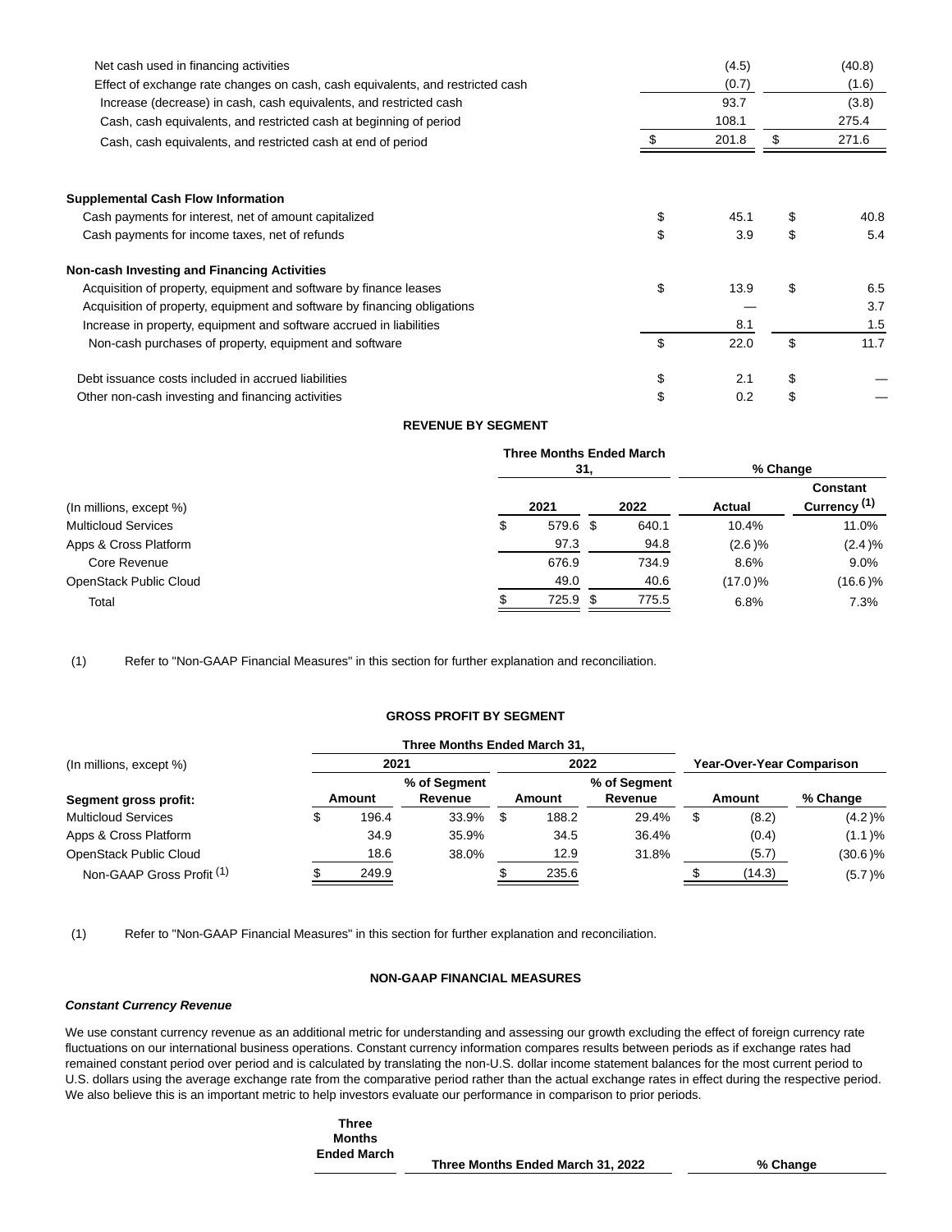| | | |
|---|---|---|
| Net cash used in financing activities | (4.5) | (40.8) |
| Effect of exchange rate changes on cash, cash equivalents, and restricted cash | (0.7) | (1.6) |
| Increase (decrease) in cash, cash equivalents, and restricted cash | 93.7 | (3.8) |
| Cash, cash equivalents, and restricted cash at beginning of period | 108.1 | 275.4 |
| Cash, cash equivalents, and restricted cash at end of period | $ 201.8 | $ 271.6 |
| | | |
| **Supplemental Cash Flow Information** | | |
| Cash payments for interest, net of amount capitalized | $ 45.1 | $ 40.8 |
| Cash payments for income taxes, net of refunds | $ 3.9 | $ 5.4 |
| | | |
| **Non-cash Investing and Financing Activities** | | |
| Acquisition of property, equipment and software by finance leases | $ 13.9 | $ 6.5 |
| Acquisition of property, equipment and software by financing obligations | — | 3.7 |
| Increase in property, equipment and software accrued in liabilities | 8.1 | 1.5 |
| Non-cash purchases of property, equipment and software | $ 22.0 | $ 11.7 |
| | | |
| Debt issuance costs included in accrued liabilities | $ 2.1 | $ — |
| Other non-cash investing and financing activities | $ 0.2 | $ — |

**REVENUE BY SEGMENT**

| | Three Months Ended March 31, | | % Change | |
|---|---|---|---|---|
| (In millions, except %) | 2021 | 2022 | Actual | Constant Currency (1) |
| Multicloud Services | $ 579.6 | $ 640.1 | 10.4% | 11.0% |
| Apps & Cross Platform | 97.3 | 94.8 | (2.6)% | (2.4)% |
| Core Revenue | 676.9 | 734.9 | 8.6% | 9.0% |
| OpenStack Public Cloud | 49.0 | 40.6 | (17.0)% | (16.6)% |
| Total | $ 725.9 | $ 775.5 | 6.8% | 7.3% |

(1) Refer to "Non-GAAP Financial Measures" in this section for further explanation and reconciliation.

**GROSS PROFIT BY SEGMENT**

| | Three Months Ended March 31, | | | | Year-Over-Year Comparison | |
|---|---|---|---|---|---|---|
| (In millions, except %) | 2021 | | 2022 | | | |
| **Segment gross profit:** | Amount | % of Segment Revenue | Amount | % of Segment Revenue | Amount | % Change |
| Multicloud Services | $ 196.4 | 33.9% | $ 188.2 | 29.4% | $ (8.2) | (4.2)% |
| Apps & Cross Platform | 34.9 | 35.9% | 34.5 | 36.4% | (0.4) | (1.1)% |
| OpenStack Public Cloud | 18.6 | 38.0% | 12.9 | 31.8% | (5.7) | (30.6)% |
| Non-GAAP Gross Profit (1) | $ 249.9 | | $ 235.6 | | $ (14.3) | (5.7)% |

(1) Refer to "Non-GAAP Financial Measures" in this section for further explanation and reconciliation.

**NON-GAAP FINANCIAL MEASURES**

***Constant Currency Revenue***

We use constant currency revenue as an additional metric for understanding and assessing our growth excluding the effect of foreign currency rate fluctuations on our international business operations. Constant currency information compares results between periods as if exchange rates had remained constant period over period and is calculated by translating the non-U.S. dollar income statement balances for the most current period to U.S. dollars using the average exchange rate from the comparative period rather than the actual exchange rates in effect during the respective period. We also believe this is an important metric to help investors evaluate our performance in comparison to prior periods.

| Three Months Ended March | Three Months Ended March 31, 2022 | % Change |
|---|---|---|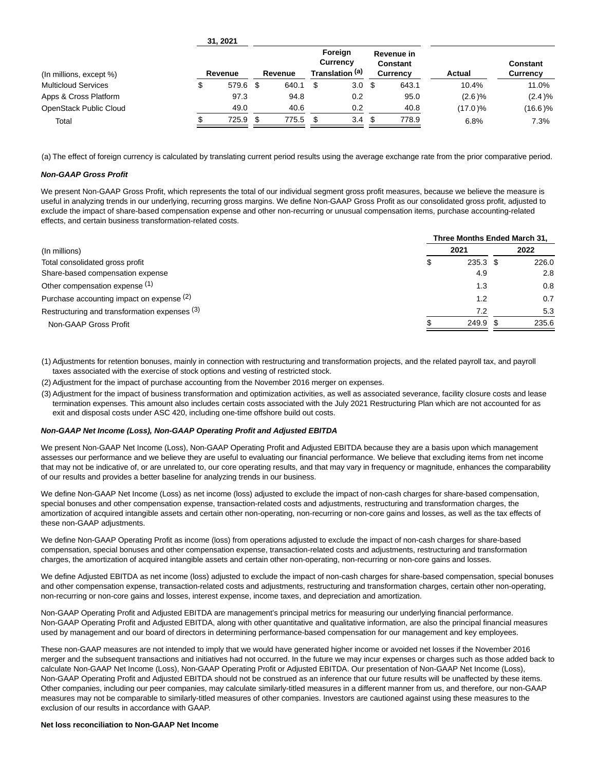| (In millions, except %) | 31, 2021 Revenue | Revenue | Foreign Currency Translation [(a)] | Revenue in Constant Currency | Actual | Constant Currency |
|---|---|---|---|---|---|---|
| Multicloud Services | $ 579.6 | $ 640.1 | $ 3.0 | $ 643.1 | 10.4% | 11.0% |
| Apps & Cross Platform | 97.3 | 94.8 | 0.2 | 95.0 | (2.6)% | (2.4)% |
| OpenStack Public Cloud | 49.0 | 40.6 | 0.2 | 40.8 | (17.0)% | (16.6)% |
| Total | $ 725.9 | $ 775.5 | $ 3.4 | $ 778.9 | 6.8% | 7.3% |

(a) The effect of foreign currency is calculated by translating current period results using the average exchange rate from the prior comparative period.

***Non-GAAP Gross Profit***

We present Non-GAAP Gross Profit, which represents the total of our individual segment gross profit measures, because we believe the measure is useful in analyzing trends in our underlying, recurring gross margins. We define Non-GAAP Gross Profit as our consolidated gross profit, adjusted to exclude the impact of share-based compensation expense and other non-recurring or unusual compensation items, purchase accounting-related effects, and certain business transformation-related costs.

| (In millions) | Three Months Ended March 31, 2021 | 2022 |
|---|---|---|
| Total consolidated gross profit | $ 235.3 | $ 226.0 |
| Share-based compensation expense | 4.9 | 2.8 |
| Other compensation expense [(1)] | 1.3 | 0.8 |
| Purchase accounting impact on expense [(2)] | 1.2 | 0.7 |
| Restructuring and transformation expenses [(3)] | 7.2 | 5.3 |
| Non-GAAP Gross Profit | $ 249.9 | $ 235.6 |

(1) Adjustments for retention bonuses, mainly in connection with restructuring and transformation projects, and the related payroll tax, and payroll taxes associated with the exercise of stock options and vesting of restricted stock.

(2) Adjustment for the impact of purchase accounting from the November 2016 merger on expenses.

(3) Adjustment for the impact of business transformation and optimization activities, as well as associated severance, facility closure costs and lease termination expenses. This amount also includes certain costs associated with the July 2021 Restructuring Plan which are not accounted for as exit and disposal costs under ASC 420, including one-time offshore build out costs.

***Non-GAAP Net Income (Loss), Non-GAAP Operating Profit and Adjusted EBITDA***

We present Non-GAAP Net Income (Loss), Non-GAAP Operating Profit and Adjusted EBITDA because they are a basis upon which management assesses our performance and we believe they are useful to evaluating our financial performance. We believe that excluding items from net income that may not be indicative of, or are unrelated to, our core operating results, and that may vary in frequency or magnitude, enhances the comparability of our results and provides a better baseline for analyzing trends in our business.

We define Non-GAAP Net Income (Loss) as net income (loss) adjusted to exclude the impact of non-cash charges for share-based compensation, special bonuses and other compensation expense, transaction-related costs and adjustments, restructuring and transformation charges, the amortization of acquired intangible assets and certain other non-operating, non-recurring or non-core gains and losses, as well as the tax effects of these non-GAAP adjustments.

We define Non-GAAP Operating Profit as income (loss) from operations adjusted to exclude the impact of non-cash charges for share-based compensation, special bonuses and other compensation expense, transaction-related costs and adjustments, restructuring and transformation charges, the amortization of acquired intangible assets and certain other non-operating, non-recurring or non-core gains and losses.

We define Adjusted EBITDA as net income (loss) adjusted to exclude the impact of non-cash charges for share-based compensation, special bonuses and other compensation expense, transaction-related costs and adjustments, restructuring and transformation charges, certain other non-operating, non-recurring or non-core gains and losses, interest expense, income taxes, and depreciation and amortization.

Non-GAAP Operating Profit and Adjusted EBITDA are management's principal metrics for measuring our underlying financial performance. Non-GAAP Operating Profit and Adjusted EBITDA, along with other quantitative and qualitative information, are also the principal financial measures used by management and our board of directors in determining performance-based compensation for our management and key employees.

These non-GAAP measures are not intended to imply that we would have generated higher income or avoided net losses if the November 2016 merger and the subsequent transactions and initiatives had not occurred. In the future we may incur expenses or charges such as those added back to calculate Non-GAAP Net Income (Loss), Non-GAAP Operating Profit or Adjusted EBITDA. Our presentation of Non-GAAP Net Income (Loss), Non-GAAP Operating Profit and Adjusted EBITDA should not be construed as an inference that our future results will be unaffected by these items. Other companies, including our peer companies, may calculate similarly-titled measures in a different manner from us, and therefore, our non-GAAP measures may not be comparable to similarly-titled measures of other companies. Investors are cautioned against using these measures to the exclusion of our results in accordance with GAAP.

**Net loss reconciliation to Non-GAAP Net Income**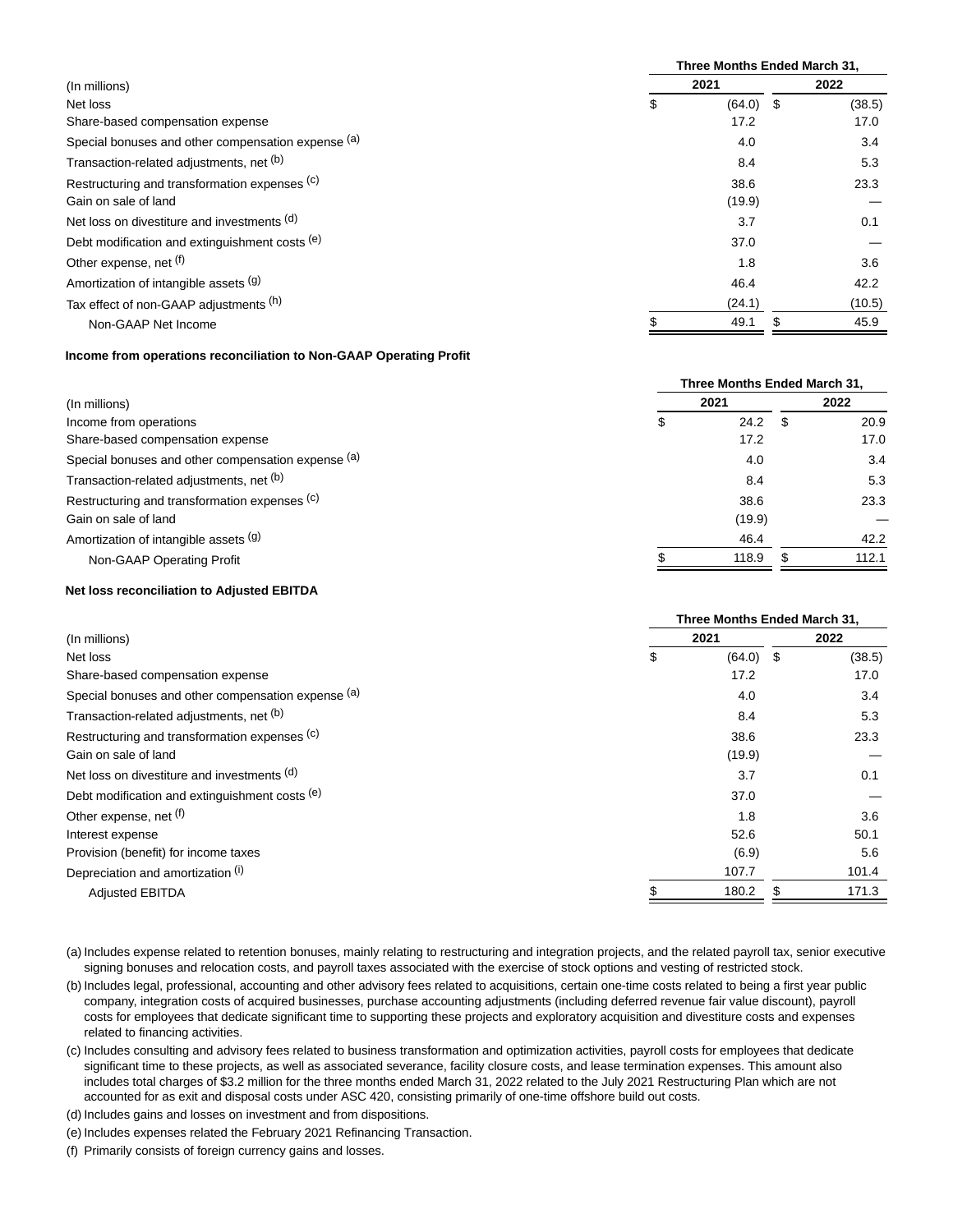| | Three Months Ended March 31, | |
|---|---|---|
| (In millions) | 2021 | 2022 |
| Net loss | $ (64.0) | $ (38.5) |
| Share-based compensation expense | 17.2 | 17.0 |
| Special bonuses and other compensation expense [(a)] | 4.0 | 3.4 |
| Transaction-related adjustments, net [(b)] | 8.4 | 5.3 |
| Restructuring and transformation expenses [(c)] | 38.6 | 23.3 |
| Gain on sale of land | (19.9) | — |
| Net loss on divestiture and investments [(d)] | 3.7 | 0.1 |
| Debt modification and extinguishment costs [(e)] | 37.0 | — |
| Other expense, net [(f)] | 1.8 | 3.6 |
| Amortization of intangible assets [(g)] | 46.4 | 42.2 |
| Tax effect of non-GAAP adjustments [(h)] | (24.1) | (10.5) |
| Non-GAAP Net Income | $ 49.1 | $ 45.9 |

**Income from operations reconciliation to Non-GAAP Operating Profit**

| | Three Months Ended March 31, | |
|---|---|---|
| (In millions) | 2021 | 2022 |
| Income from operations | $ 24.2 | $ 20.9 |
| Share-based compensation expense | 17.2 | 17.0 |
| Special bonuses and other compensation expense [(a)] | 4.0 | 3.4 |
| Transaction-related adjustments, net [(b)] | 8.4 | 5.3 |
| Restructuring and transformation expenses [(c)] | 38.6 | 23.3 |
| Gain on sale of land | (19.9) | — |
| Amortization of intangible assets [(g)] | 46.4 | 42.2 |
| Non-GAAP Operating Profit | $ 118.9 | $ 112.1 |

**Net loss reconciliation to Adjusted EBITDA**

| | Three Months Ended March 31, | |
|---|---|---|
| (In millions) | 2021 | 2022 |
| Net loss | $ (64.0) | $ (38.5) |
| Share-based compensation expense | 17.2 | 17.0 |
| Special bonuses and other compensation expense [(a)] | 4.0 | 3.4 |
| Transaction-related adjustments, net [(b)] | 8.4 | 5.3 |
| Restructuring and transformation expenses [(c)] | 38.6 | 23.3 |
| Gain on sale of land | (19.9) | — |
| Net loss on divestiture and investments [(d)] | 3.7 | 0.1 |
| Debt modification and extinguishment costs [(e)] | 37.0 | — |
| Other expense, net [(f)] | 1.8 | 3.6 |
| Interest expense | 52.6 | 50.1 |
| Provision (benefit) for income taxes | (6.9) | 5.6 |
| Depreciation and amortization [(i)] | 107.7 | 101.4 |
| Adjusted EBITDA | $ 180.2 | $ 171.3 |

(a) Includes expense related to retention bonuses, mainly relating to restructuring and integration projects, and the related payroll tax, senior executive signing bonuses and relocation costs, and payroll taxes associated with the exercise of stock options and vesting of restricted stock.

(b) Includes legal, professional, accounting and other advisory fees related to acquisitions, certain one-time costs related to being a first year public company, integration costs of acquired businesses, purchase accounting adjustments (including deferred revenue fair value discount), payroll costs for employees that dedicate significant time to supporting these projects and exploratory acquisition and divestiture costs and expenses related to financing activities.

(c) Includes consulting and advisory fees related to business transformation and optimization activities, payroll costs for employees that dedicate significant time to these projects, as well as associated severance, facility closure costs, and lease termination expenses. This amount also includes total charges of $3.2 million for the three months ended March 31, 2022 related to the July 2021 Restructuring Plan which are not accounted for as exit and disposal costs under ASC 420, consisting primarily of one-time offshore build out costs.

(d) Includes gains and losses on investment and from dispositions.

(e) Includes expenses related the February 2021 Refinancing Transaction.

(f) Primarily consists of foreign currency gains and losses.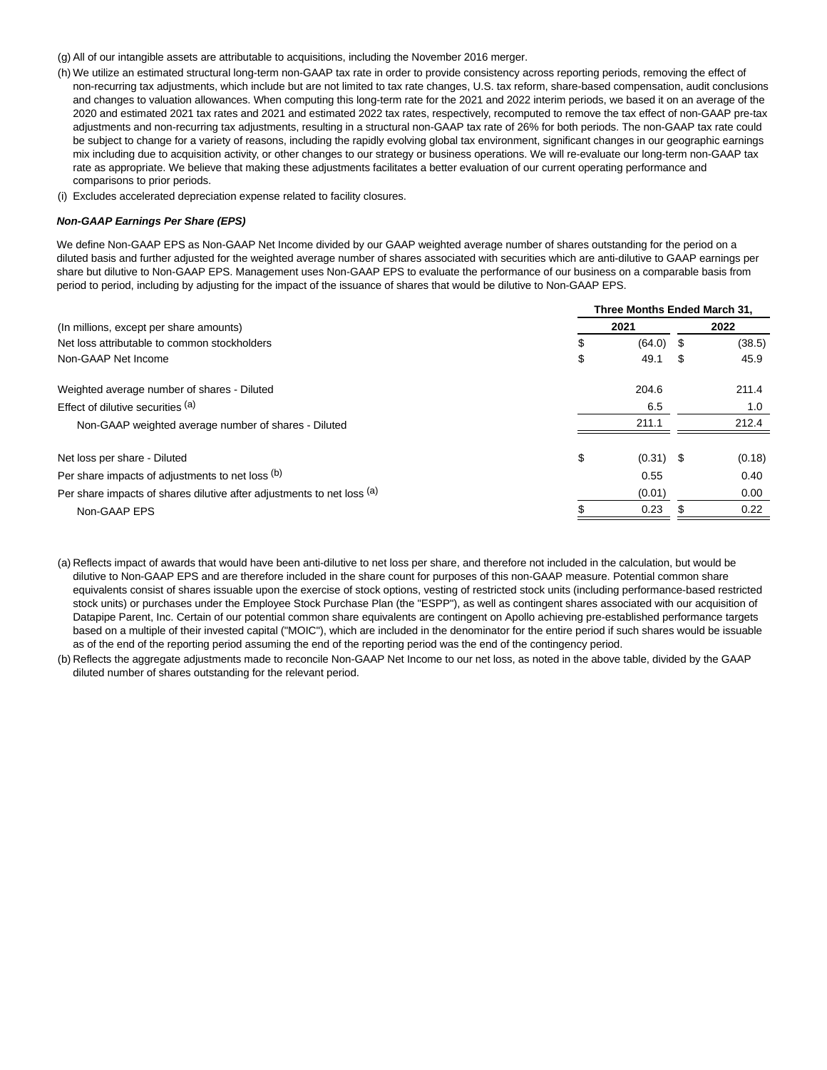(g) All of our intangible assets are attributable to acquisitions, including the November 2016 merger.

(h) We utilize an estimated structural long-term non-GAAP tax rate in order to provide consistency across reporting periods, removing the effect of non-recurring tax adjustments, which include but are not limited to tax rate changes, U.S. tax reform, share-based compensation, audit conclusions and changes to valuation allowances. When computing this long-term rate for the 2021 and 2022 interim periods, we based it on an average of the 2020 and estimated 2021 tax rates and 2021 and estimated 2022 tax rates, respectively, recomputed to remove the tax effect of non-GAAP pre-tax adjustments and non-recurring tax adjustments, resulting in a structural non-GAAP tax rate of 26% for both periods. The non-GAAP tax rate could be subject to change for a variety of reasons, including the rapidly evolving global tax environment, significant changes in our geographic earnings mix including due to acquisition activity, or other changes to our strategy or business operations. We will re-evaluate our long-term non-GAAP tax rate as appropriate. We believe that making these adjustments facilitates a better evaluation of our current operating performance and comparisons to prior periods.

(i) Excludes accelerated depreciation expense related to facility closures.

***Non-GAAP Earnings Per Share (EPS)***

We define Non-GAAP EPS as Non-GAAP Net Income divided by our GAAP weighted average number of shares outstanding for the period on a diluted basis and further adjusted for the weighted average number of shares associated with securities which are anti-dilutive to GAAP earnings per share but dilutive to Non-GAAP EPS. Management uses Non-GAAP EPS to evaluate the performance of our business on a comparable basis from period to period, including by adjusting for the impact of the issuance of shares that would be dilutive to Non-GAAP EPS.

| | Three Months Ended March 31, | |
|---|---|---|
| (In millions, except per share amounts) | 2021 | 2022 |
| Net loss attributable to common stockholders | $ (64.0) | $ (38.5) |
| Non-GAAP Net Income | $ 49.1 | $ 45.9 |
| | | |
| Weighted average number of shares - Diluted | 204.6 | 211.4 |
| Effect of dilutive securities [(a)] | 6.5 | 1.0 |
| Non-GAAP weighted average number of shares - Diluted | 211.1 | 212.4 |
| | | |
| Net loss per share - Diluted | $ (0.31) | $ (0.18) |
| Per share impacts of adjustments to net loss [(b)] | 0.55 | 0.40 |
| Per share impacts of shares dilutive after adjustments to net loss [(a)] | (0.01) | 0.00 |
| Non-GAAP EPS | $ 0.23 | $ 0.22 |

(a) Reflects impact of awards that would have been anti-dilutive to net loss per share, and therefore not included in the calculation, but would be dilutive to Non-GAAP EPS and are therefore included in the share count for purposes of this non-GAAP measure. Potential common share equivalents consist of shares issuable upon the exercise of stock options, vesting of restricted stock units (including performance-based restricted stock units) or purchases under the Employee Stock Purchase Plan (the "ESPP"), as well as contingent shares associated with our acquisition of Datapipe Parent, Inc. Certain of our potential common share equivalents are contingent on Apollo achieving pre-established performance targets based on a multiple of their invested capital ("MOIC"), which are included in the denominator for the entire period if such shares would be issuable as of the end of the reporting period assuming the end of the reporting period was the end of the contingency period.

(b) Reflects the aggregate adjustments made to reconcile Non-GAAP Net Income to our net loss, as noted in the above table, divided by the GAAP diluted number of shares outstanding for the relevant period.